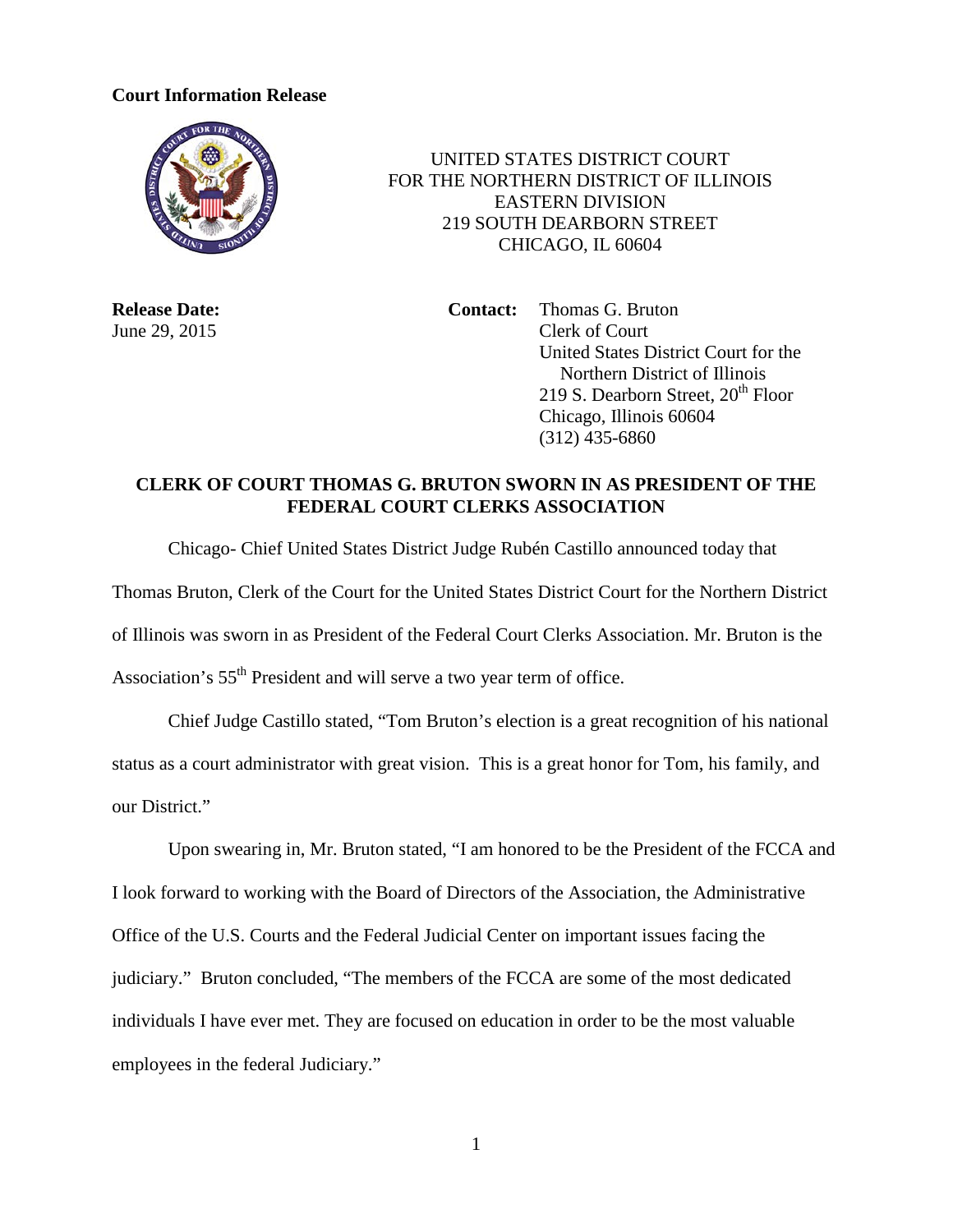**Court Information Release**

UNITED STATES DISTRICT COURT
FOR THE NORTHERN DISTRICT OF ILLINOIS
EASTERN DIVISION
219 SOUTH DEARBORN STREET
CHICAGO, IL 60604

**Release Date:**
June 29, 2015

**Contact:** Thomas G. Bruton
Clerk of Court
United States District Court for the Northern District of Illinois
219 S. Dearborn Street, 20th Floor
Chicago, Illinois 60604
(312) 435-6860

## CLERK OF COURT THOMAS G. BRUTON SWORN IN AS PRESIDENT OF THE FEDERAL COURT CLERKS ASSOCIATION

Chicago- Chief United States District Judge Rubén Castillo announced today that Thomas Bruton, Clerk of the Court for the United States District Court for the Northern District of Illinois was sworn in as President of the Federal Court Clerks Association. Mr. Bruton is the Association's 55th President and will serve a two year term of office.

Chief Judge Castillo stated, "Tom Bruton's election is a great recognition of his national status as a court administrator with great vision. This is a great honor for Tom, his family, and our District."

Upon swearing in, Mr. Bruton stated, "I am honored to be the President of the FCCA and I look forward to working with the Board of Directors of the Association, the Administrative Office of the U.S. Courts and the Federal Judicial Center on important issues facing the judiciary." Bruton concluded, "The members of the FCCA are some of the most dedicated individuals I have ever met. They are focused on education in order to be the most valuable employees in the federal Judiciary."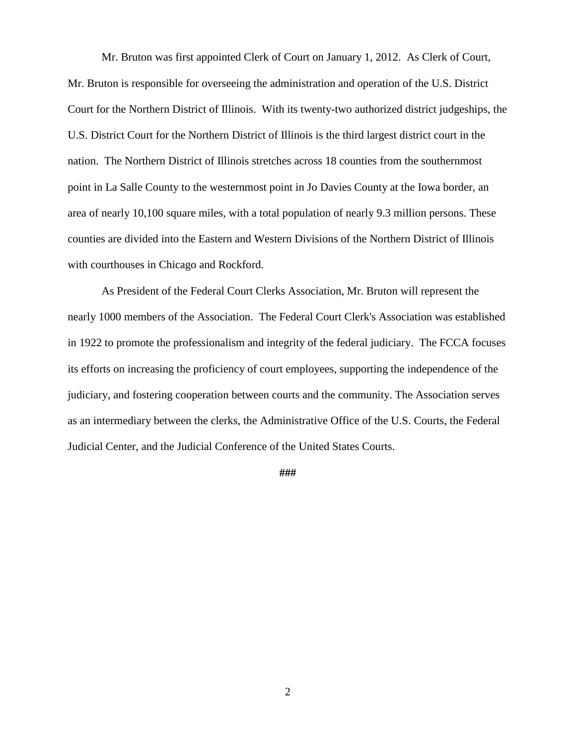Mr. Bruton was first appointed Clerk of Court on January 1, 2012. As Clerk of Court, Mr. Bruton is responsible for overseeing the administration and operation of the U.S. District Court for the Northern District of Illinois. With its twenty-two authorized district judgeships, the U.S. District Court for the Northern District of Illinois is the third largest district court in the nation. The Northern District of Illinois stretches across 18 counties from the southernmost point in La Salle County to the westernmost point in Jo Davies County at the Iowa border, an area of nearly 10,100 square miles, with a total population of nearly 9.3 million persons. These counties are divided into the Eastern and Western Divisions of the Northern District of Illinois with courthouses in Chicago and Rockford.

As President of the Federal Court Clerks Association, Mr. Bruton will represent the nearly 1000 members of the Association. The Federal Court Clerk's Association was established in 1922 to promote the professionalism and integrity of the federal judiciary. The FCCA focuses its efforts on increasing the proficiency of court employees, supporting the independence of the judiciary, and fostering cooperation between courts and the community. The Association serves as an intermediary between the clerks, the Administrative Office of the U.S. Courts, the Federal Judicial Center, and the Judicial Conference of the United States Courts.

###